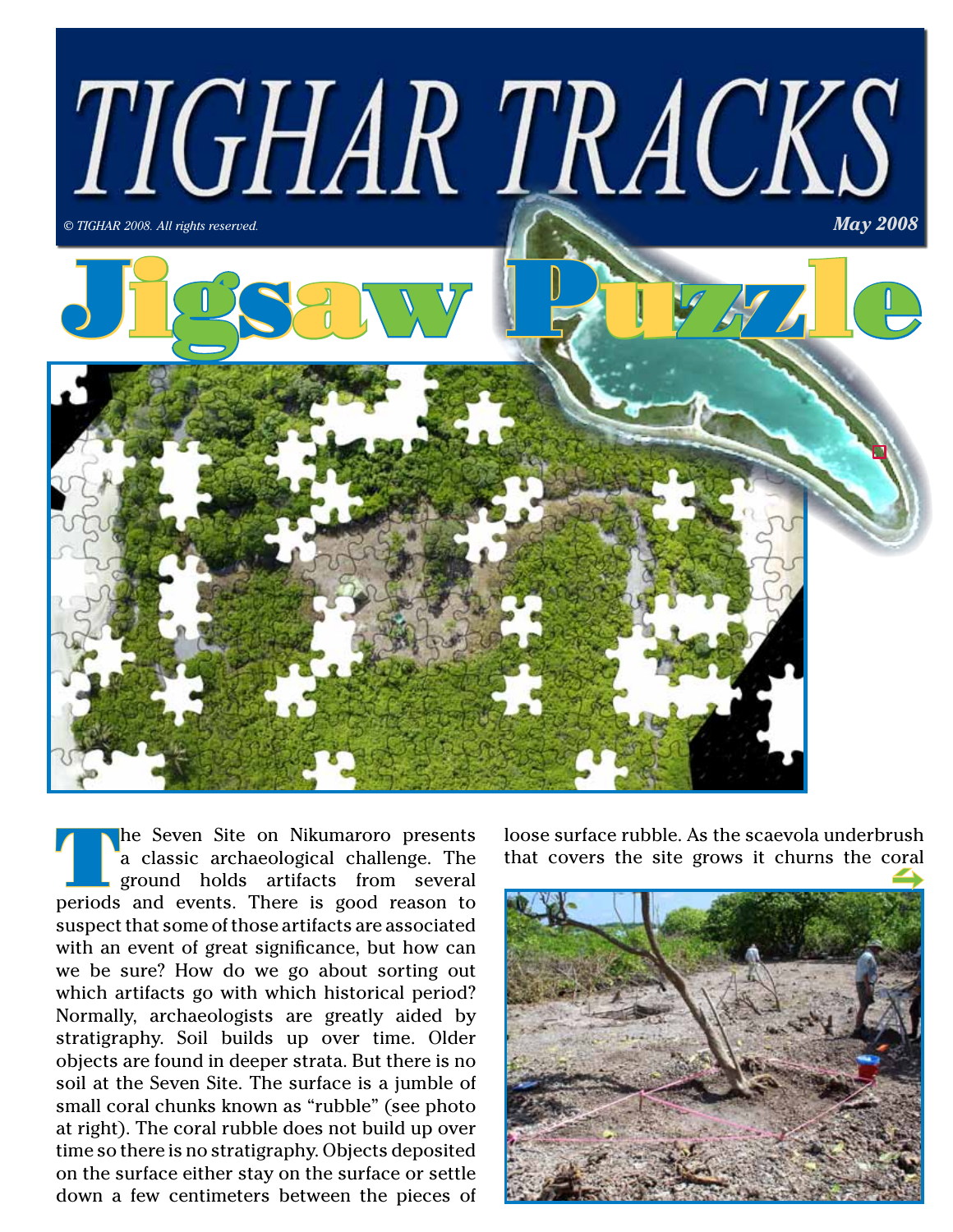# TIGHAR TRACKS

*© TIGHAR 2008. All rights reserved.*

***May 2008***

# Jigsaw Puzzle

The Seven Site on Nikumaroro presents a classic archaeological challenge. The ground holds artifacts from several periods and events. There is good reason to suspect that some of those artifacts are associated with an event of great significance, but how can we be sure? How do we go about sorting out which artifacts go with which historical period? Normally, archaeologists are greatly aided by stratigraphy. Soil builds up over time. Older objects are found in deeper strata. But there is no soil at the Seven Site. The surface is a jumble of small coral chunks known as "rubble" (see photo at right). The coral rubble does not build up over time so there is no stratigraphy. Objects deposited on the surface either stay on the surface or settle down a few centimeters between the pieces of loose surface rubble. As the scaevola underbrush that covers the site grows it churns the coral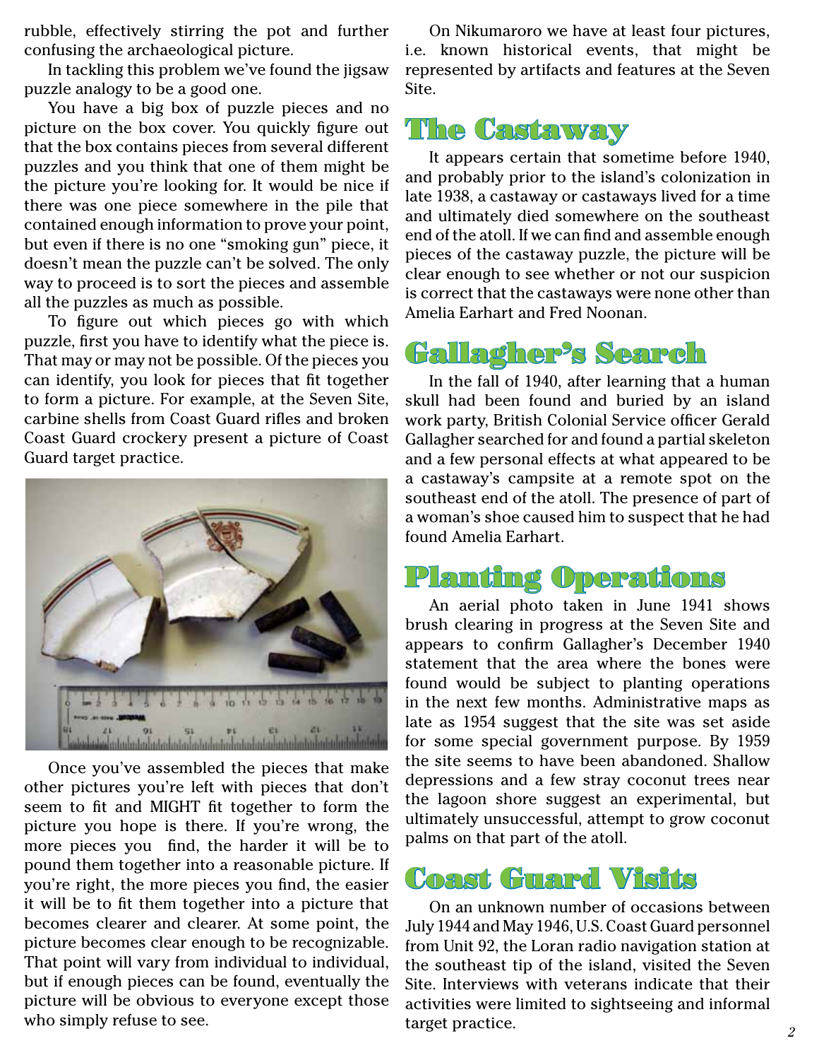rubble, effectively stirring the pot and further confusing the archaeological picture.

In tackling this problem we've found the jigsaw puzzle analogy to be a good one.

You have a big box of puzzle pieces and no picture on the box cover. You quickly figure out that the box contains pieces from several different puzzles and you think that one of them might be the picture you're looking for. It would be nice if there was one piece somewhere in the pile that contained enough information to prove your point, but even if there is no one "smoking gun" piece, it doesn't mean the puzzle can't be solved. The only way to proceed is to sort the pieces and assemble all the puzzles as much as possible.

To figure out which pieces go with which puzzle, first you have to identify what the piece is. That may or may not be possible. Of the pieces you can identify, you look for pieces that fit together to form a picture. For example, at the Seven Site, carbine shells from Coast Guard rifles and broken Coast Guard crockery present a picture of Coast Guard target practice.

Once you've assembled the pieces that make other pictures you're left with pieces that don't seem to fit and MIGHT fit together to form the picture you hope is there. If you're wrong, the more pieces you find, the harder it will be to pound them together into a reasonable picture. If you're right, the more pieces you find, the easier it will be to fit them together into a picture that becomes clearer and clearer. At some point, the picture becomes clear enough to be recognizable. That point will vary from individual to individual, but if enough pieces can be found, eventually the picture will be obvious to everyone except those who simply refuse to see.

On Nikumaroro we have at least four pictures, i.e. known historical events, that might be represented by artifacts and features at the Seven Site.

## The Castaway

It appears certain that sometime before 1940, and probably prior to the island's colonization in late 1938, a castaway or castaways lived for a time and ultimately died somewhere on the southeast end of the atoll. If we can find and assemble enough pieces of the castaway puzzle, the picture will be clear enough to see whether or not our suspicion is correct that the castaways were none other than Amelia Earhart and Fred Noonan.

## Gallagher's Search

In the fall of 1940, after learning that a human skull had been found and buried by an island work party, British Colonial Service officer Gerald Gallagher searched for and found a partial skeleton and a few personal effects at what appeared to be a castaway's campsite at a remote spot on the southeast end of the atoll. The presence of part of a woman's shoe caused him to suspect that he had found Amelia Earhart.

## Planting Operations

An aerial photo taken in June 1941 shows brush clearing in progress at the Seven Site and appears to confirm Gallagher's December 1940 statement that the area where the bones were found would be subject to planting operations in the next few months. Administrative maps as late as 1954 suggest that the site was set aside for some special government purpose. By 1959 the site seems to have been abandoned. Shallow depressions and a few stray coconut trees near the lagoon shore suggest an experimental, but ultimately unsuccessful, attempt to grow coconut palms on that part of the atoll.

## Coast Guard Visits

On an unknown number of occasions between July 1944 and May 1946, U.S. Coast Guard personnel from Unit 92, the Loran radio navigation station at the southeast tip of the island, visited the Seven Site. Interviews with veterans indicate that their activities were limited to sightseeing and informal target practice.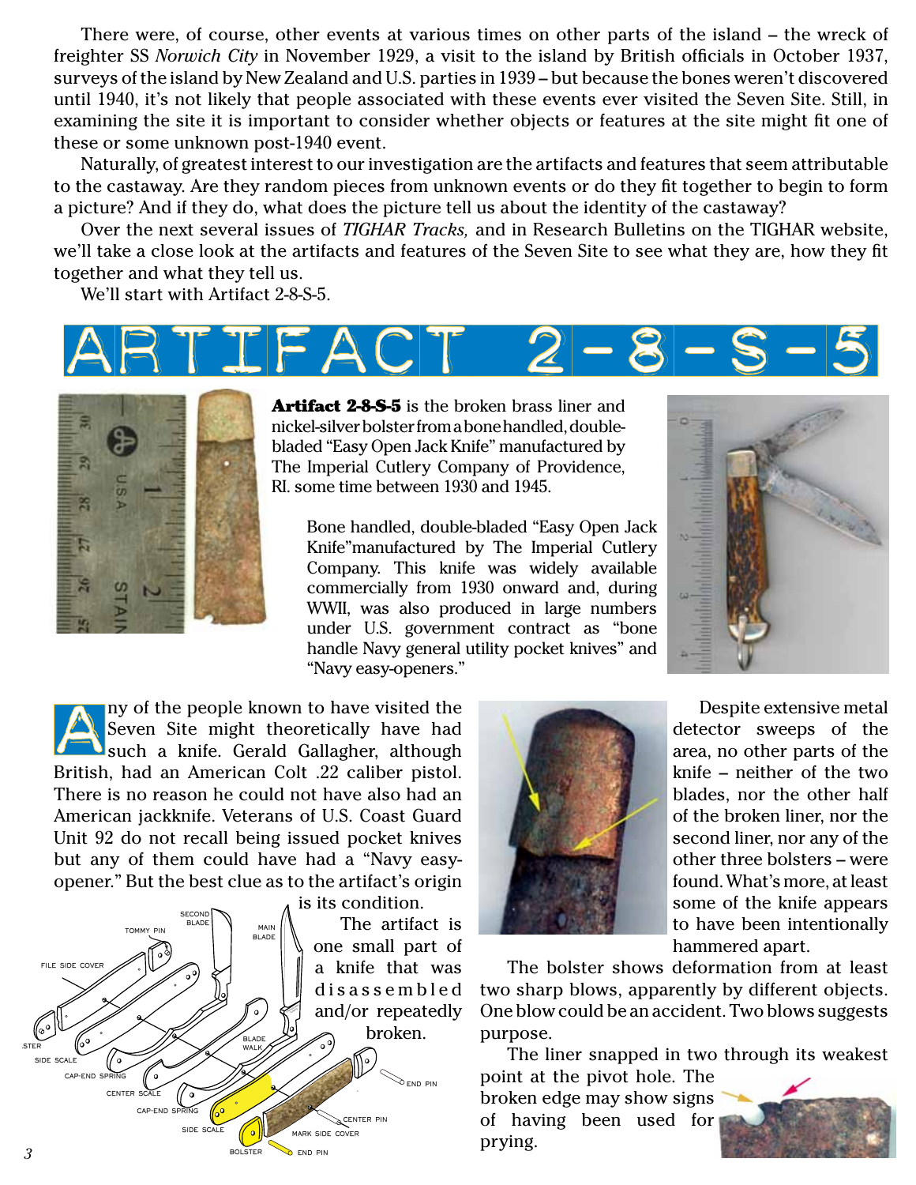There were, of course, other events at various times on other parts of the island – the wreck of freighter SS *Norwich City* in November 1929, a visit to the island by British officials in October 1937, surveys of the island by New Zealand and U.S. parties in 1939 – but because the bones weren't discovered until 1940, it's not likely that people associated with these events ever visited the Seven Site. Still, in examining the site it is important to consider whether objects or features at the site might fit one of these or some unknown post-1940 event.

Naturally, of greatest interest to our investigation are the artifacts and features that seem attributable to the castaway. Are they random pieces from unknown events or do they fit together to begin to form a picture? And if they do, what does the picture tell us about the identity of the castaway?

Over the next several issues of *TIGHAR Tracks,* and in Research Bulletins on the TIGHAR website, we'll take a close look at the artifacts and features of the Seven Site to see what they are, how they fit together and what they tell us.

We'll start with Artifact 2-8-S-5.

# ARTIFACT 2-8-S-5

**Artifact 2-8-S-5** is the broken brass liner and nickel-silver bolster from a bone handled, double-bladed "Easy Open Jack Knife" manufactured by The Imperial Cutlery Company of Providence, RI. some time between 1930 and 1945.

Bone handled, double-bladed "Easy Open Jack Knife"manufactured by The Imperial Cutlery Company. This knife was widely available commercially from 1930 onward and, during WWII, was also produced in large numbers under U.S. government contract as "bone handle Navy general utility pocket knives" and "Navy easy-openers."

Any of the people known to have visited the Seven Site might theoretically have had such a knife. Gerald Gallagher, although British, had an American Colt .22 caliber pistol. There is no reason he could not have also had an American jackknife. Veterans of U.S. Coast Guard Unit 92 do not recall being issued pocket knives but any of them could have had a "Navy easy-opener." But the best clue as to the artifact's origin is its condition.

The artifact is one small part of a knife that was disassembled and/or repeatedly broken.

Despite extensive metal detector sweeps of the area, no other parts of the knife – neither of the two blades, nor the other half of the broken liner, nor the second liner, nor any of the other three bolsters – were found. What's more, at least some of the knife appears to have been intentionally hammered apart.

The bolster shows deformation from at least two sharp blows, apparently by different objects. One blow could be an accident. Two blows suggests purpose.

The liner snapped in two through its weakest point at the pivot hole. The broken edge may show signs of having been used for prying.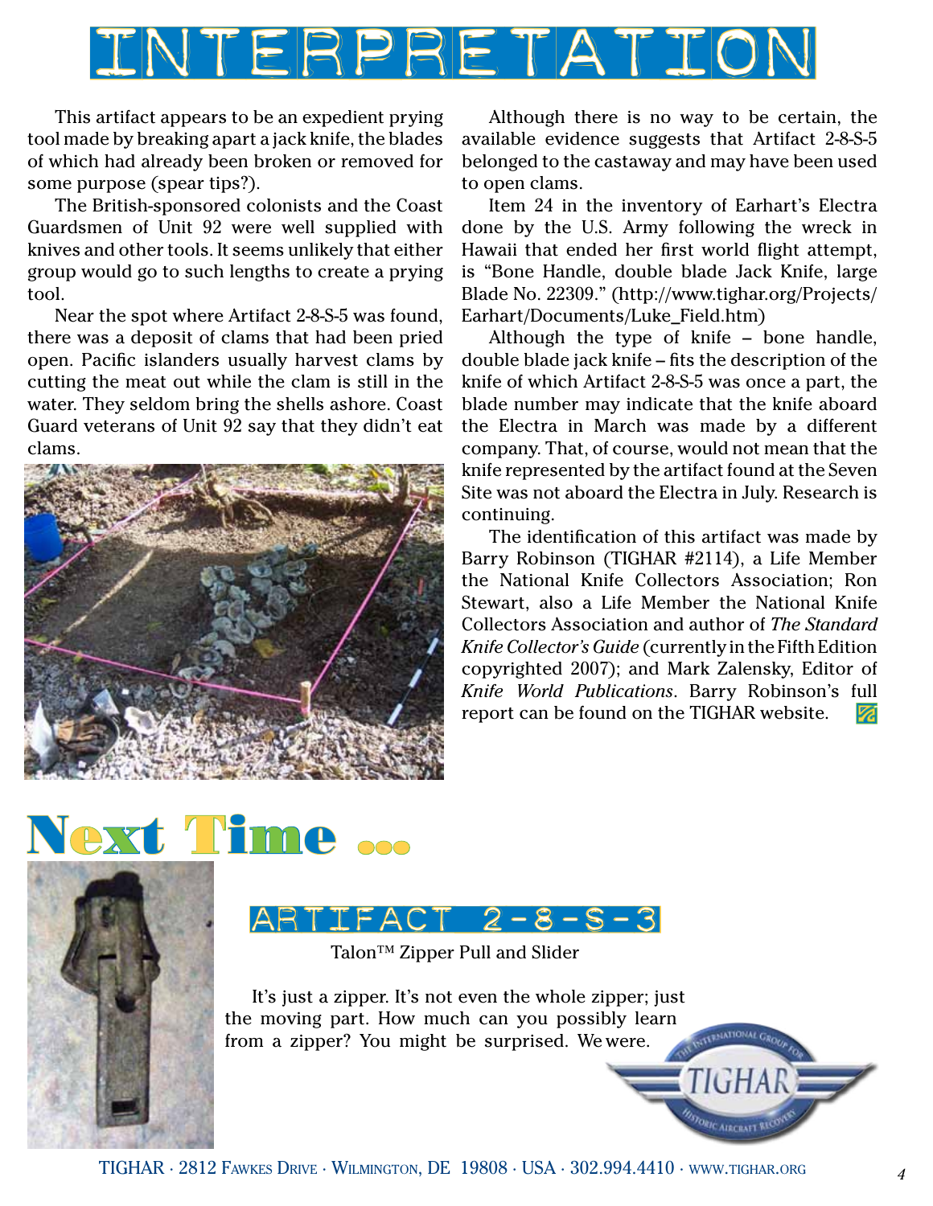# INTERPRETATION

This artifact appears to be an expedient prying tool made by breaking apart a jack knife, the blades of which had already been broken or removed for some purpose (spear tips?).

The British-sponsored colonists and the Coast Guardsmen of Unit 92 were well supplied with knives and other tools. It seems unlikely that either group would go to such lengths to create a prying tool.

Near the spot where Artifact 2-8-S-5 was found, there was a deposit of clams that had been pried open. Pacific islanders usually harvest clams by cutting the meat out while the clam is still in the water. They seldom bring the shells ashore. Coast Guard veterans of Unit 92 say that they didn't eat clams.

Although there is no way to be certain, the available evidence suggests that Artifact 2-8-S-5 belonged to the castaway and may have been used to open clams.

Item 24 in the inventory of Earhart's Electra done by the U.S. Army following the wreck in Hawaii that ended her first world flight attempt, is "Bone Handle, double blade Jack Knife, large Blade No. 22309." (http://www.tighar.org/Projects/Earhart/Documents/Luke_Field.htm)

Although the type of knife – bone handle, double blade jack knife – fits the description of the knife of which Artifact 2-8-S-5 was once a part, the blade number may indicate that the knife aboard the Electra in March was made by a different company. That, of course, would not mean that the knife represented by the artifact found at the Seven Site was not aboard the Electra in July. Research is continuing.

The identification of this artifact was made by Barry Robinson (TIGHAR #2114), a Life Member the National Knife Collectors Association; Ron Stewart, also a Life Member the National Knife Collectors Association and author of *The Standard Knife Collector's Guide* (currently in the Fifth Edition copyrighted 2007); and Mark Zalensky, Editor of *Knife World Publications*. Barry Robinson's full report can be found on the TIGHAR website.

# Next Time ...

## ARTIFACT 2-8-S-3

Talon™ Zipper Pull and Slider

It's just a zipper. It's not even the whole zipper; just the moving part. How much can you possibly learn from a zipper? You might be surprised. We were.

TIGHAR · 2812 Fawkes Drive · Wilmington, DE 19808 · USA · 302.994.4410 · www.tighar.org